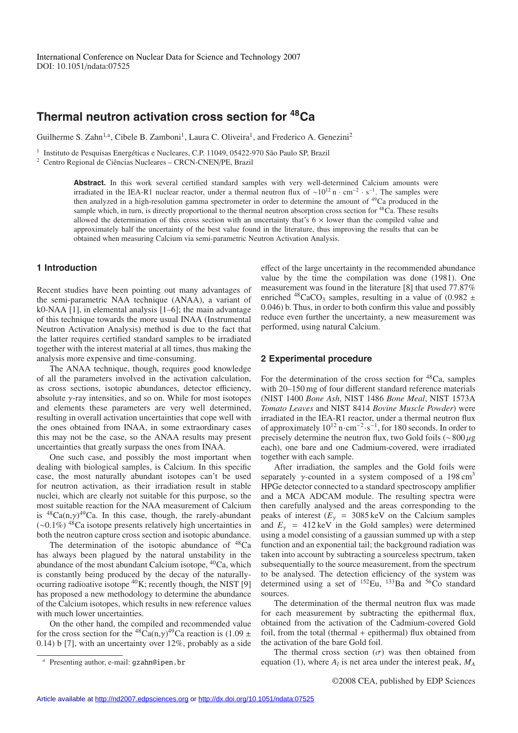# Thermal neutron activation cross section for $^{48}$Ca

Guilherme S. Zahn[1,a], Cibele B. Zamboni[1], Laura C. Oliveira[1], and Frederico A. Genezini[2]

[1] Instituto de Pesquisas Energéticas e Nucleares, C.P. 11049, 05422-970 São Paulo SP, Brazil

[2] Centro Regional de Ciências Nucleares – CRCN-CNEN/PE, Brazil

**Abstract.** In this work several certified standard samples with very well-determined Calcium amounts were irradiated in the IEA-R1 nuclear reactor, under a thermal neutron flux of $\sim 10^{12}\,\mathrm{n \cdot cm^{-2} \cdot s^{-1}}$. The samples were then analyzed in a high-resolution gamma spectrometer in order to determine the amount of $^{49}$Ca produced in the sample which, in turn, is directly proportional to the thermal neutron absorption cross section for $^{48}$Ca. These results allowed the determination of this cross section with an uncertainty that's $6\times$ lower than the compiled value and approximately half the uncertainty of the best value found in the literature, thus improving the results that can be obtained when measuring Calcium via semi-parametric Neutron Activation Analysis.

## 1 Introduction

Recent studies have been pointing out many advantages of the semi-parametric NAA technique (ANAA), a variant of k0-NAA [1], in elemental analysis [1–6]; the main advantage of this technique towards the more usual INAA (Instrumental Neutron Activation Analysis) method is due to the fact that the latter requires certified standard samples to be irradiated together with the interest material at all times, thus making the analysis more expensive and time-consuming.

The ANAA technique, though, requires good knowledge of all the parameters involved in the activation calculation, as cross sections, isotopic abundances, detector efficiency, absolute $\gamma$-ray intensities, and so on. While for most isotopes and elements these parameters are very well determined, resulting in overall activation uncertainties that cope well with the ones obtained from INAA, in some extraordinary cases this may not be the case, so the ANAA results may present uncertainties that greatly surpass the ones from INAA.

One such case, and possibly the most important when dealing with biological samples, is Calcium. In this specific case, the most naturally abundant isotopes can't be used for neutron activation, as their irradiation result in stable nuclei, which are clearly not suitable for this purpose, so the most suitable reaction for the NAA measurement of Calcium is $^{48}$Ca(n,$\gamma$)$^{49}$Ca. In this case, though, the rarely-abundant ($\sim$0.1%) $^{48}$Ca isotope presents relatively high uncertainties in both the neutron capture cross section and isotopic abundance.

The determination of the isotopic abundance of $^{48}$Ca has always been plagued by the natural unstability in the abundance of the most abundant Calcium isotope, $^{40}$Ca, which is constantly being produced by the decay of the naturally-ocurring radioative isotope $^{40}$K; recently though, the NIST [9] has proposed a new methodology to determine the abundance of the Calcium isotopes, which results in new reference values with much lower uncertainties.

On the other hand, the compiled and recommended value for the cross section for the $^{48}$Ca(n,$\gamma$)$^{49}$Ca reaction is (1.09 ± 0.14) b [7], with an uncertainty over 12%, probably as a side effect of the large uncertainty in the recommended abundance value by the time the compilation was done (1981). One measurement was found in the literature [8] that used 77.87% enriched $^{48}$CaCO$_3$ samples, resulting in a value of (0.982 ± 0.046) b. Thus, in order to both confirm this value and possibly reduce even further the uncertainty, a new measurement was performed, using natural Calcium.

## 2 Experimental procedure

For the determination of the cross section for $^{48}$Ca, samples with 20–150 mg of four different standard reference materials (NIST 1400 *Bone Ash*, NIST 1486 *Bone Meal*, NIST 1573A *Tomato Leaves* and NIST 8414 *Bovine Muscle Powder*) were irradiated in the IEA-R1 reactor, under a thermal neutron flux of approximately $10^{12}\,\mathrm{n \cdot cm^{-2} \cdot s^{-1}}$, for 180 seconds. In order to precisely determine the neutron flux, two Gold foils ($\sim$800 $\mu$g each), one bare and one Cadmium-covered, were irradiated together with each sample.

After irradiation, the samples and the Gold foils were separately $\gamma$-counted in a system composed of a 198 cm$^3$ HPGe detector connected to a standard spectroscopy amplifier and a MCA ADCAM module. The resulting spectra were then carefully analysed and the areas corresponding to the peaks of interest ($E_\gamma$ = 3085 keV on the Calcium samples and $E_\gamma$ = 412 keV in the Gold samples) were determined using a model consisting of a gaussian summed up with a step function and an exponential tail; the background radiation was taken into account by subtracting a sourceless spectrum, taken subsequentially to the source measurement, from the spectrum to be analysed. The detection efficiency of the system was determined using a set of $^{152}$Eu, $^{133}$Ba and $^{56}$Co standard sources.

The determination of the thermal neutron flux was made for each measurement by subtracting the epithermal flux, obtained from the activation of the Cadmium-covered Gold foil, from the total (thermal + epithermal) flux obtained from the activation of the bare Gold foil.

The thermal cross section ($\sigma$) was then obtained from equation (1), where $A_l$ is net area under the interest peak, $M_A$

[a] Presenting author, e-mail: gzahn@ipen.br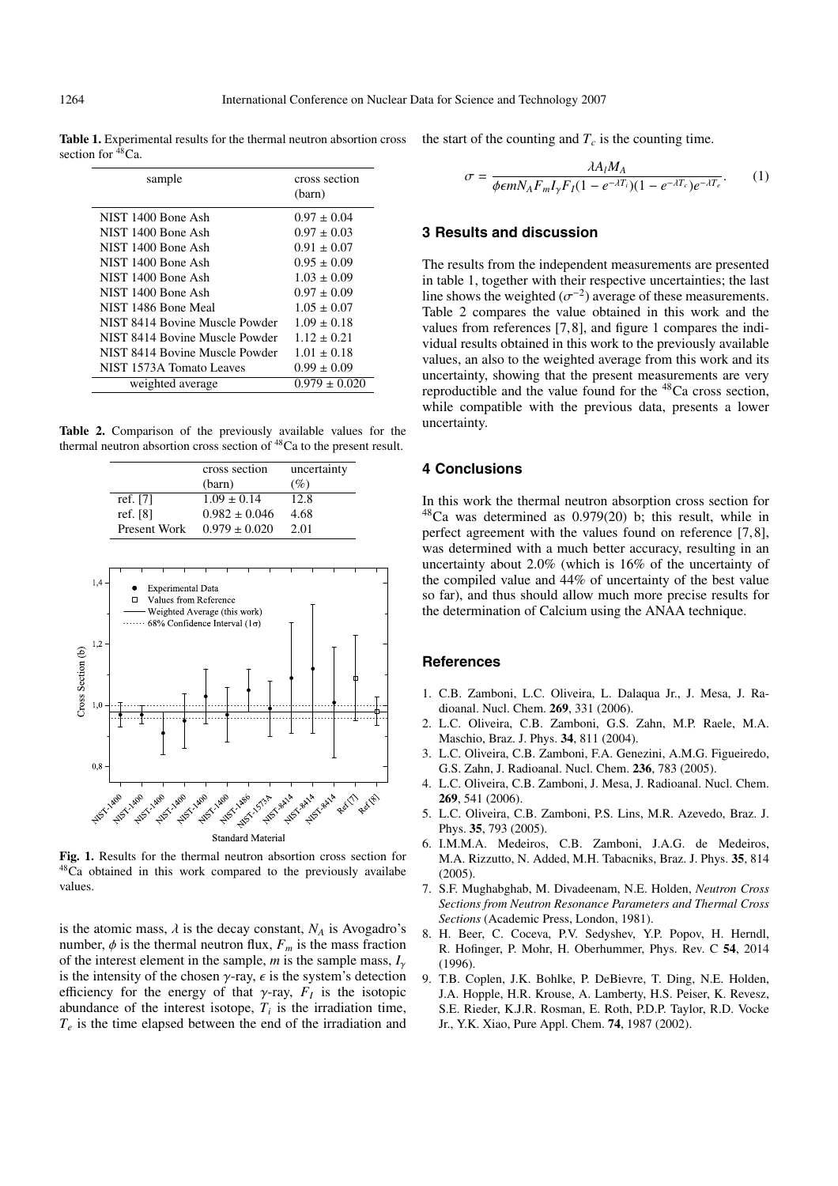**Table 1.** Experimental results for the thermal neutron absorbtion cross section for $^{48}$Ca.

| sample | cross section (barn) |
|---|---|
| NIST 1400 Bone Ash | 0.97 ± 0.04 |
| NIST 1400 Bone Ash | 0.97 ± 0.03 |
| NIST 1400 Bone Ash | 0.91 ± 0.07 |
| NIST 1400 Bone Ash | 0.95 ± 0.09 |
| NIST 1400 Bone Ash | 1.03 ± 0.09 |
| NIST 1400 Bone Ash | 0.97 ± 0.09 |
| NIST 1486 Bone Meal | 1.05 ± 0.07 |
| NIST 8414 Bovine Muscle Powder | 1.09 ± 0.18 |
| NIST 8414 Bovine Muscle Powder | 1.12 ± 0.21 |
| NIST 8414 Bovine Muscle Powder | 1.01 ± 0.18 |
| NIST 1573A Tomato Leaves | 0.99 ± 0.09 |
| weighted average | 0.979 ± 0.020 |

**Table 2.** Comparison of the previously available values for the thermal neutron absorbtion cross section of $^{48}$Ca to the present result.

| | cross section (barn) | uncertainty (%) |
|---|---|---|
| ref. [7] | 1.09 ± 0.14 | 12.8 |
| ref. [8] | 0.982 ± 0.046 | 4.68 |
| Present Work | 0.979 ± 0.020 | 2.01 |

Cross Section (b)
1,4
1,2
1,0
0,8
Experimental Data
Values from Reference
Weighted Average (this work)
68% Confidence Interval (1σ)
NIST-1400 NIST-1400 NIST-1400 NIST-1400 NIST-1400 NIST-1400 NIST-1486 NIST-1573A NIST-8414 NIST-8414 NIST-8414 Ref [7] Ref [8]
Standard Material

**Fig. 1.** Results for the thermal neutron absorbtion cross section for $^{48}$Ca obtained in this work compared to the previously availabe values.

is the atomic mass, $\lambda$ is the decay constant, $N_A$ is Avogadro's number, $\phi$ is the thermal neutron flux, $F_m$ is the mass fraction of the interest element in the sample, $m$ is the sample mass, $I_\gamma$ is the intensity of the chosen $\gamma$-ray, $\epsilon$ is the system's detection efficiency for the energy of that $\gamma$-ray, $F_I$ is the isotopic abundance of the interest isotope, $T_i$ is the irradiation time, $T_e$ is the time elapsed between the end of the irradiation and the start of the counting and $T_c$ is the counting time.

$$\sigma = \frac{\lambda A_l M_A}{\phi \epsilon m N_A F_m I_\gamma F_I (1 - e^{-\lambda T_i})(1 - e^{-\lambda T_c}) e^{-\lambda T_e}}. \quad (1)$$

## 3 Results and discussion

The results from the independent measurements are presented in table 1, together with their respective uncertainties; the last line shows the weighted ($\sigma^{-2}$) average of these measurements. Table 2 compares the value obtained in this work and the values from references [7,8], and figure 1 compares the individual results obtained in this work to the previously available values, an also to the weighted average from this work and its uncertainty, showing that the present measurements are very reproductible and the value found for the $^{48}$Ca cross section, while compatible with the previous data, presents a lower uncertainty.

## 4 Conclusions

In this work the thermal neutron absorption cross section for $^{48}$Ca was determined as 0.979(20) b; this result, while in perfect agreement with the values found on reference [7,8], was determined with a much better accuracy, resulting in an uncertainty about 2.0% (which is 16% of the uncertainty of the compiled value and 44% of uncertainty of the best value so far), and thus should allow much more precise results for the determination of Calcium using the ANAA technique.

## References

1. C.B. Zamboni, L.C. Oliveira, L. Dalaqua Jr., J. Mesa, J. Radioanal. Nucl. Chem. **269**, 331 (2006).
2. L.C. Oliveira, C.B. Zamboni, G.S. Zahn, M.P. Raele, M.A. Maschio, Braz. J. Phys. **34**, 811 (2004).
3. L.C. Oliveira, C.B. Zamboni, F.A. Genezini, A.M.G. Figueiredo, G.S. Zahn, J. Radioanal. Nucl. Chem. **236**, 783 (2005).
4. L.C. Oliveira, C.B. Zamboni, J. Mesa, J. Radioanal. Nucl. Chem. **269**, 541 (2006).
5. L.C. Oliveira, C.B. Zamboni, P.S. Lins, M.R. Azevedo, Braz. J. Phys. **35**, 793 (2005).
6. I.M.M.A. Medeiros, C.B. Zamboni, J.A.G. de Medeiros, M.A. Rizzutto, N. Added, M.H. Tabacniks, Braz. J. Phys. **35**, 814 (2005).
7. S.F. Mughabghab, M. Divadeenam, N.E. Holden, *Neutron Cross Sections from Neutron Resonance Parameters and Thermal Cross Sections* (Academic Press, London, 1981).
8. H. Beer, C. Coceva, P.V. Sedyshev, Y.P. Popov, H. Herndl, R. Hofinger, P. Mohr, H. Oberhummer, Phys. Rev. C **54**, 2014 (1996).
9. T.B. Coplen, J.K. Bohlke, P. DeBievre, T. Ding, N.E. Holden, J.A. Hopple, H.R. Krouse, A. Lamberty, H.S. Peiser, K. Revesz, S.E. Rieder, K.J.R. Rosman, E. Roth, P.D.P. Taylor, R.D. Vocke Jr., Y.K. Xiao, Pure Appl. Chem. **74**, 1987 (2002).